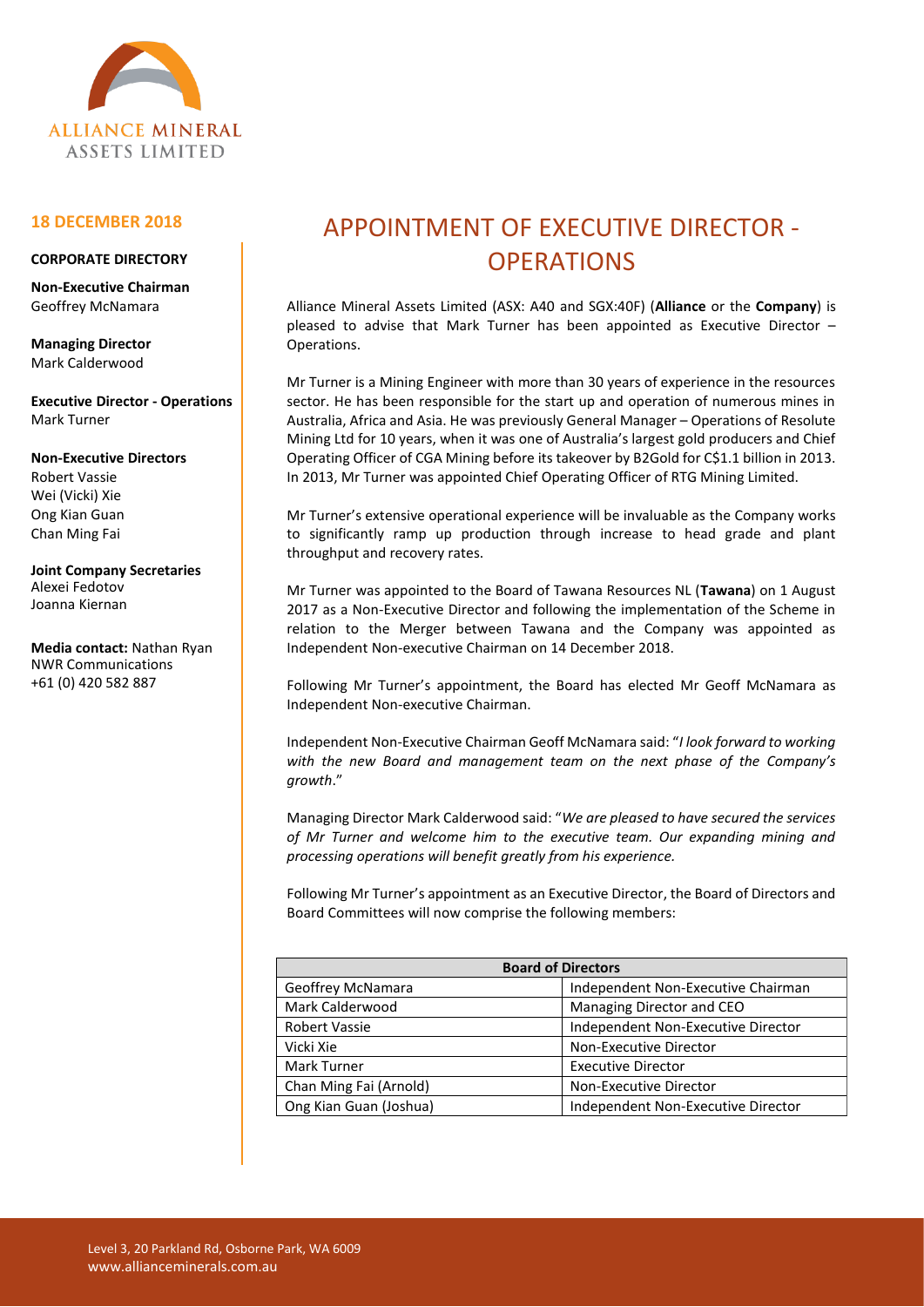ALLIANCE MINERAL ASSETS LIMITED

**18 DECEMBER 2018**

**CORPORATE DIRECTORY**

**Non-Executive Chairman**
Geoffrey McNamara

**Managing Director**
Mark Calderwood

**Executive Director - Operations**
Mark Turner

**Non-Executive Directors**
Robert Vassie
Wei (Vicki) Xie
Ong Kian Guan
Chan Ming Fai

**Joint Company Secretaries**
Alexei Fedotov
Joanna Kiernan

**Media contact:** Nathan Ryan
NWR Communications
+61 (0) 420 582 887

# APPOINTMENT OF EXECUTIVE DIRECTOR - OPERATIONS

Alliance Mineral Assets Limited (ASX: A40 and SGX:40F) (**Alliance** or the **Company**) is pleased to advise that Mark Turner has been appointed as Executive Director – Operations.

Mr Turner is a Mining Engineer with more than 30 years of experience in the resources sector. He has been responsible for the start up and operation of numerous mines in Australia, Africa and Asia. He was previously General Manager – Operations of Resolute Mining Ltd for 10 years, when it was one of Australia's largest gold producers and Chief Operating Officer of CGA Mining before its takeover by B2Gold for C$1.1 billion in 2013. In 2013, Mr Turner was appointed Chief Operating Officer of RTG Mining Limited.

Mr Turner's extensive operational experience will be invaluable as the Company works to significantly ramp up production through increase to head grade and plant throughput and recovery rates.

Mr Turner was appointed to the Board of Tawana Resources NL (**Tawana**) on 1 August 2017 as a Non-Executive Director and following the implementation of the Scheme in relation to the Merger between Tawana and the Company was appointed as Independent Non-executive Chairman on 14 December 2018.

Following Mr Turner's appointment, the Board has elected Mr Geoff McNamara as Independent Non-executive Chairman.

Independent Non-Executive Chairman Geoff McNamara said: "*I look forward to working with the new Board and management team on the next phase of the Company's growth*."

Managing Director Mark Calderwood said: "*We are pleased to have secured the services of Mr Turner and welcome him to the executive team. Our expanding mining and processing operations will benefit greatly from his experience.*

Following Mr Turner's appointment as an Executive Director, the Board of Directors and Board Committees will now comprise the following members:

| **Board of Directors** | |
|---|---|
| Geoffrey McNamara | Independent Non-Executive Chairman |
| Mark Calderwood | Managing Director and CEO |
| Robert Vassie | Independent Non-Executive Director |
| Vicki Xie | Non-Executive Director |
| Mark Turner | Executive Director |
| Chan Ming Fai (Arnold) | Non-Executive Director |
| Ong Kian Guan (Joshua) | Independent Non-Executive Director |

Level 3, 20 Parkland Rd, Osborne Park, WA 6009
www.allianceminerals.com.au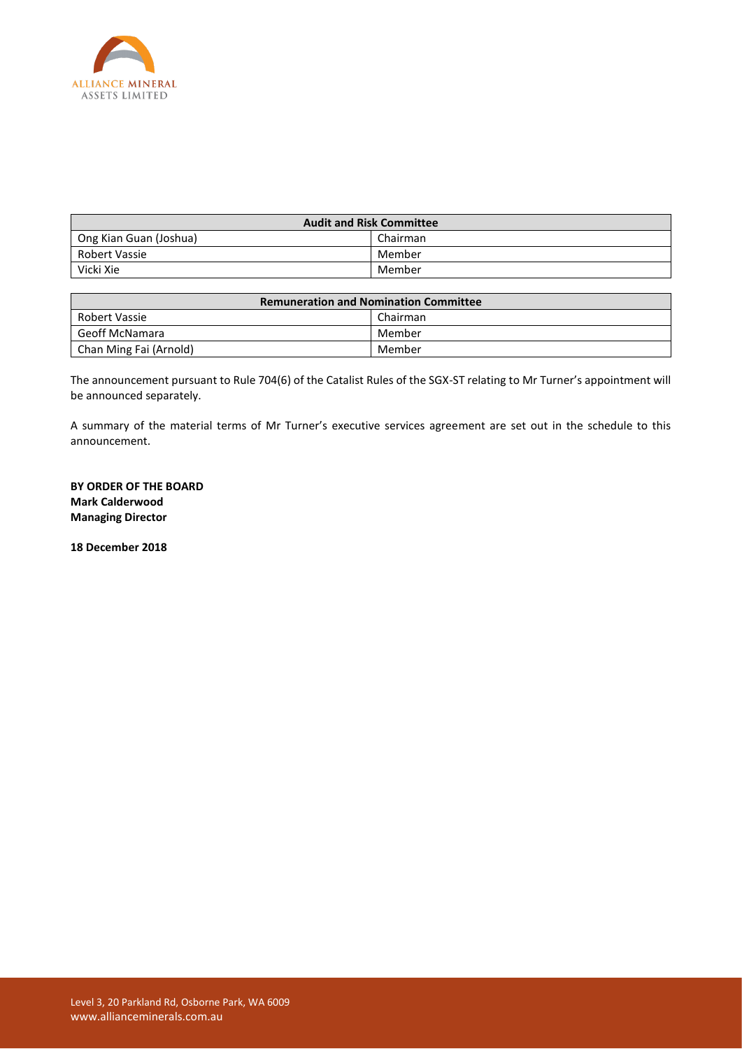| Audit and Risk Committee | |
|---|---|
| Ong Kian Guan (Joshua) | Chairman |
| Robert Vassie | Member |
| Vicki Xie | Member |

| Remuneration and Nomination Committee | |
|---|---|
| Robert Vassie | Chairman |
| Geoff McNamara | Member |
| Chan Ming Fai (Arnold) | Member |

The announcement pursuant to Rule 704(6) of the Catalist Rules of the SGX-ST relating to Mr Turner's appointment will be announced separately.

A summary of the material terms of Mr Turner's executive services agreement are set out in the schedule to this announcement.

**BY ORDER OF THE BOARD**
**Mark Calderwood**
**Managing Director**

**18 December 2018**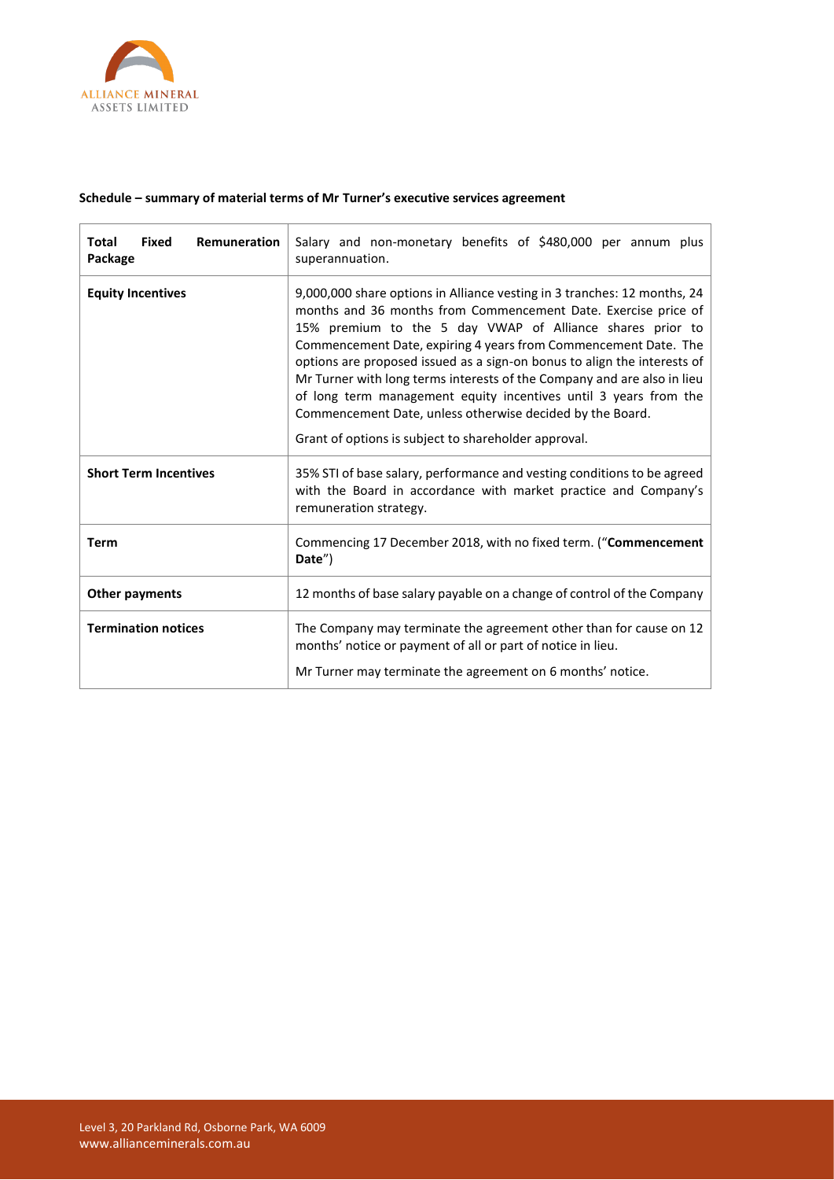**Schedule – summary of material terms of Mr Turner's executive services agreement**

| | |
|---|---|
| **Total Fixed Remuneration Package** | Salary and non-monetary benefits of $480,000 per annum plus superannuation. |
| **Equity Incentives** | 9,000,000 share options in Alliance vesting in 3 tranches: 12 months, 24 months and 36 months from Commencement Date. Exercise price of 15% premium to the 5 day VWAP of Alliance shares prior to Commencement Date, expiring 4 years from Commencement Date. The options are proposed issued as a sign-on bonus to align the interests of Mr Turner with long terms interests of the Company and are also in lieu of long term management equity incentives until 3 years from the Commencement Date, unless otherwise decided by the Board.<br><br>Grant of options is subject to shareholder approval. |
| **Short Term Incentives** | 35% STI of base salary, performance and vesting conditions to be agreed with the Board in accordance with market practice and Company's remuneration strategy. |
| **Term** | Commencing 17 December 2018, with no fixed term. ("**Commencement Date**") |
| **Other payments** | 12 months of base salary payable on a change of control of the Company |
| **Termination notices** | The Company may terminate the agreement other than for cause on 12 months' notice or payment of all or part of notice in lieu.<br><br>Mr Turner may terminate the agreement on 6 months' notice. |